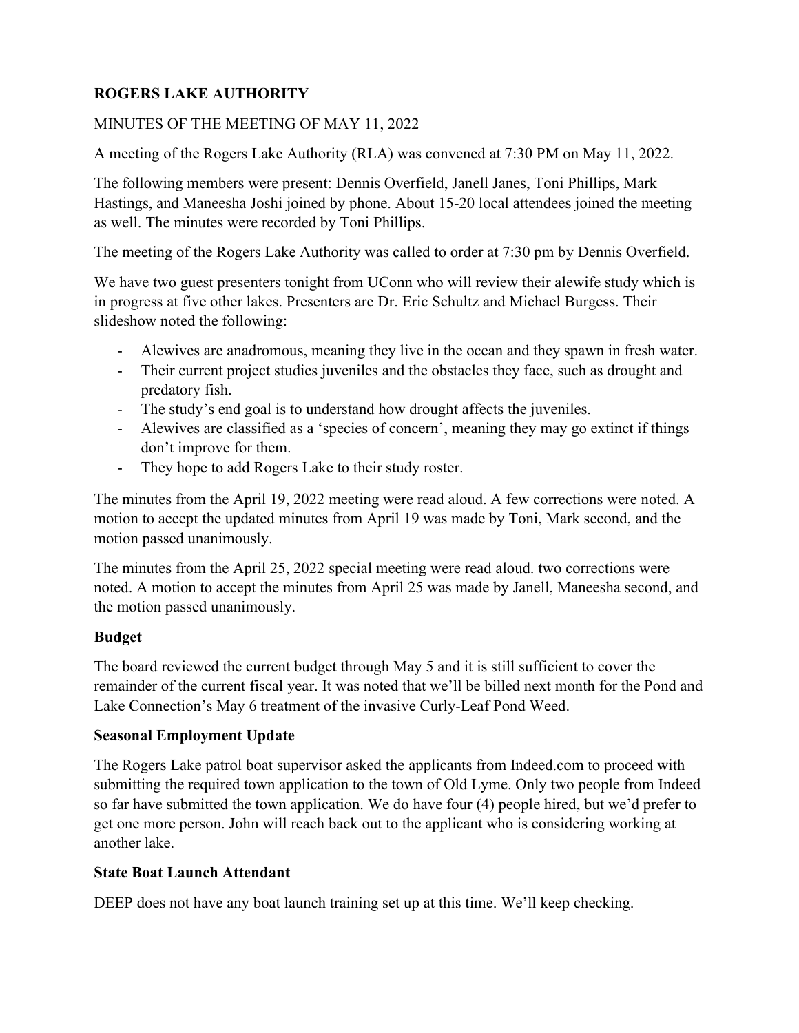**ROGERS LAKE AUTHORITY**

MINUTES OF THE MEETING OF MAY 11, 2022

A meeting of the Rogers Lake Authority (RLA) was convened at 7:30 PM on May 11, 2022.

The following members were present: Dennis Overfield, Janell Janes, Toni Phillips, Mark Hastings, and Maneesha Joshi joined by phone. About 15-20 local attendees joined the meeting as well. The minutes were recorded by Toni Phillips.

The meeting of the Rogers Lake Authority was called to order at 7:30 pm by Dennis Overfield.

We have two guest presenters tonight from UConn who will review their alewife study which is in progress at five other lakes. Presenters are Dr. Eric Schultz and Michael Burgess. Their slideshow noted the following:

- Alewives are anadromous, meaning they live in the ocean and they spawn in fresh water.
- Their current project studies juveniles and the obstacles they face, such as drought and predatory fish.
- The study's end goal is to understand how drought affects the juveniles.
- Alewives are classified as a 'species of concern', meaning they may go extinct if things don't improve for them.
- They hope to add Rogers Lake to their study roster.

---

The minutes from the April 19, 2022 meeting were read aloud. A few corrections were noted. A motion to accept the updated minutes from April 19 was made by Toni, Mark second, and the motion passed unanimously.

The minutes from the April 25, 2022 special meeting were read aloud. two corrections were noted. A motion to accept the minutes from April 25 was made by Janell, Maneesha second, and the motion passed unanimously.

**Budget**

The board reviewed the current budget through May 5 and it is still sufficient to cover the remainder of the current fiscal year. It was noted that we'll be billed next month for the Pond and Lake Connection's May 6 treatment of the invasive Curly-Leaf Pond Weed.

**Seasonal Employment Update**

The Rogers Lake patrol boat supervisor asked the applicants from Indeed.com to proceed with submitting the required town application to the town of Old Lyme. Only two people from Indeed so far have submitted the town application. We do have four (4) people hired, but we'd prefer to get one more person. John will reach back out to the applicant who is considering working at another lake.

**State Boat Launch Attendant**

DEEP does not have any boat launch training set up at this time. We'll keep checking.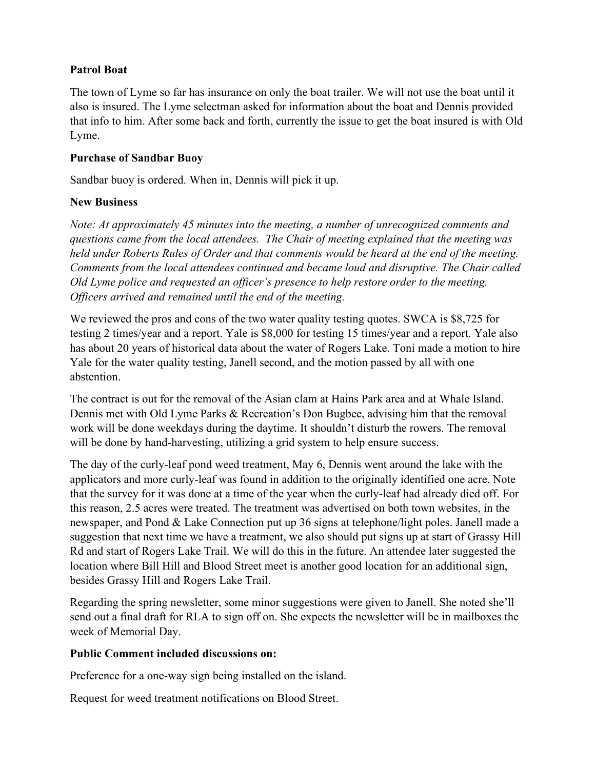**Patrol Boat**

The town of Lyme so far has insurance on only the boat trailer. We will not use the boat until it also is insured. The Lyme selectman asked for information about the boat and Dennis provided that info to him. After some back and forth, currently the issue to get the boat insured is with Old Lyme.

**Purchase of Sandbar Buoy**

Sandbar buoy is ordered. When in, Dennis will pick it up.

**New Business**

*Note: At approximately 45 minutes into the meeting, a number of unrecognized comments and questions came from the local attendees. The Chair of meeting explained that the meeting was held under Roberts Rules of Order and that comments would be heard at the end of the meeting. Comments from the local attendees continued and became loud and disruptive. The Chair called Old Lyme police and requested an officer's presence to help restore order to the meeting. Officers arrived and remained until the end of the meeting.*

We reviewed the pros and cons of the two water quality testing quotes. SWCA is $8,725 for testing 2 times/year and a report. Yale is $8,000 for testing 15 times/year and a report. Yale also has about 20 years of historical data about the water of Rogers Lake. Toni made a motion to hire Yale for the water quality testing, Janell second, and the motion passed by all with one abstention.

The contract is out for the removal of the Asian clam at Hains Park area and at Whale Island. Dennis met with Old Lyme Parks & Recreation's Don Bugbee, advising him that the removal work will be done weekdays during the daytime. It shouldn't disturb the rowers. The removal will be done by hand-harvesting, utilizing a grid system to help ensure success.

The day of the curly-leaf pond weed treatment, May 6, Dennis went around the lake with the applicators and more curly-leaf was found in addition to the originally identified one acre. Note that the survey for it was done at a time of the year when the curly-leaf had already died off. For this reason, 2.5 acres were treated. The treatment was advertised on both town websites, in the newspaper, and Pond & Lake Connection put up 36 signs at telephone/light poles. Janell made a suggestion that next time we have a treatment, we also should put signs up at start of Grassy Hill Rd and start of Rogers Lake Trail. We will do this in the future. An attendee later suggested the location where Bill Hill and Blood Street meet is another good location for an additional sign, besides Grassy Hill and Rogers Lake Trail.

Regarding the spring newsletter, some minor suggestions were given to Janell. She noted she'll send out a final draft for RLA to sign off on. She expects the newsletter will be in mailboxes the week of Memorial Day.

**Public Comment included discussions on:**

Preference for a one-way sign being installed on the island.

Request for weed treatment notifications on Blood Street.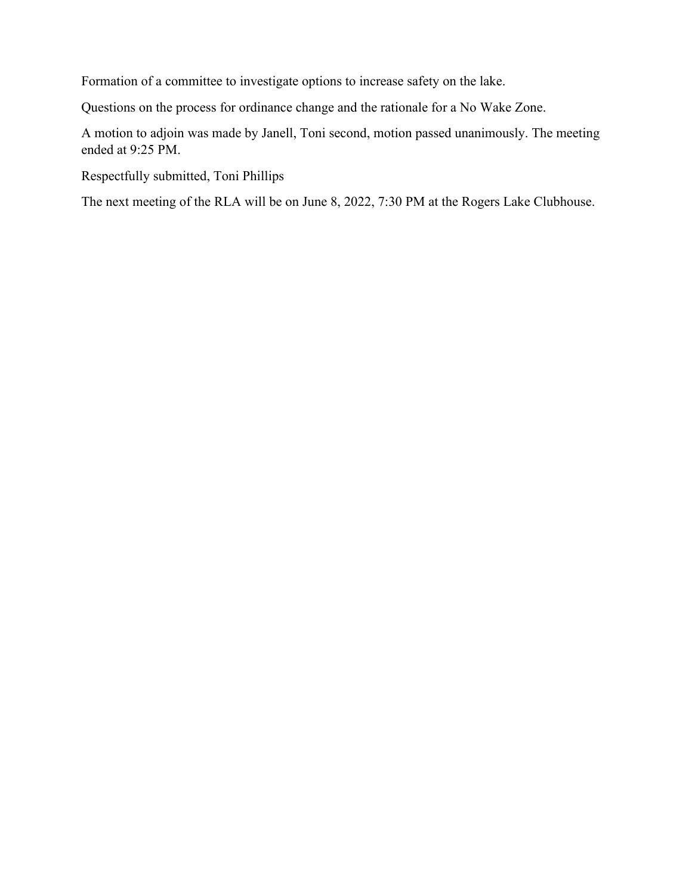Formation of a committee to investigate options to increase safety on the lake.

Questions on the process for ordinance change and the rationale for a No Wake Zone.

A motion to adjoin was made by Janell, Toni second, motion passed unanimously. The meeting ended at 9:25 PM.

Respectfully submitted, Toni Phillips

The next meeting of the RLA will be on June 8, 2022, 7:30 PM at the Rogers Lake Clubhouse.